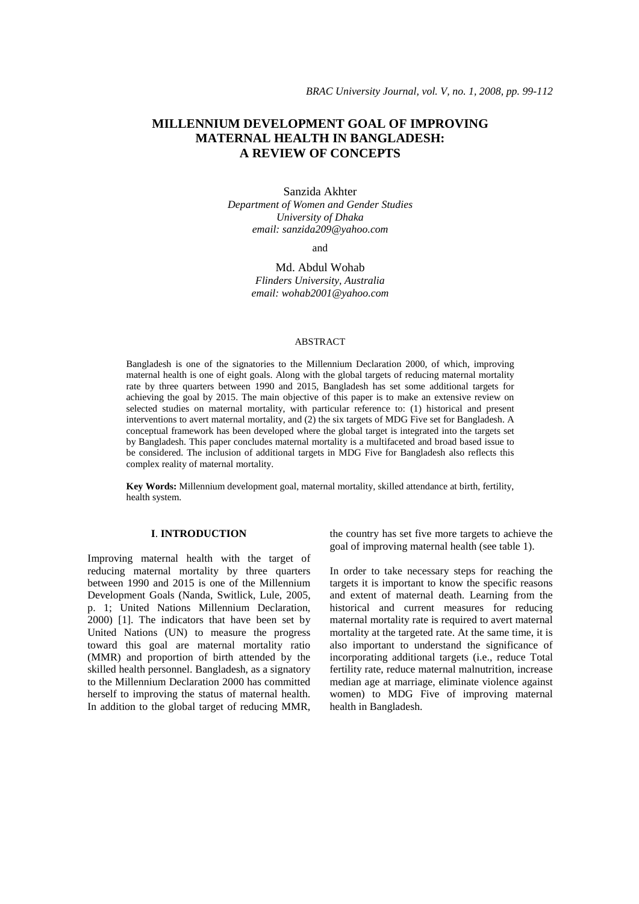# MILLENNIUM DEVELOPMENT GOAL OF IMPROVING MATERNAL HEALTH IN BANGLADESH: A REVIEW OF CONCEPTS

Sanzida Akhter
*Department of Women and Gender Studies*
*University of Dhaka*
*email: sanzida209@yahoo.com*

and

Md. Abdul Wohab
*Flinders University, Australia*
*email: wohab2001@yahoo.com*

## ABSTRACT

Bangladesh is one of the signatories to the Millennium Declaration 2000, of which, improving maternal health is one of eight goals. Along with the global targets of reducing maternal mortality rate by three quarters between 1990 and 2015, Bangladesh has set some additional targets for achieving the goal by 2015. The main objective of this paper is to make an extensive review on selected studies on maternal mortality, with particular reference to: (1) historical and present interventions to avert maternal mortality, and (2) the six targets of MDG Five set for Bangladesh. A conceptual framework has been developed where the global target is integrated into the targets set by Bangladesh. This paper concludes maternal mortality is a multifaceted and broad based issue to be considered. The inclusion of additional targets in MDG Five for Bangladesh also reflects this complex reality of maternal mortality.

**Key Words:** Millennium development goal, maternal mortality, skilled attendance at birth, fertility, health system.

## I. INTRODUCTION

Improving maternal health with the target of reducing maternal mortality by three quarters between 1990 and 2015 is one of the Millennium Development Goals (Nanda, Switlick, Lule, 2005, p. 1; United Nations Millennium Declaration, 2000) [1]. The indicators that have been set by United Nations (UN) to measure the progress toward this goal are maternal mortality ratio (MMR) and proportion of birth attended by the skilled health personnel. Bangladesh, as a signatory to the Millennium Declaration 2000 has committed herself to improving the status of maternal health. In addition to the global target of reducing MMR, the country has set five more targets to achieve the goal of improving maternal health (see table 1).

In order to take necessary steps for reaching the targets it is important to know the specific reasons and extent of maternal death. Learning from the historical and current measures for reducing maternal mortality rate is required to avert maternal mortality at the targeted rate. At the same time, it is also important to understand the significance of incorporating additional targets (i.e., reduce Total fertility rate, reduce maternal malnutrition, increase median age at marriage, eliminate violence against women) to MDG Five of improving maternal health in Bangladesh.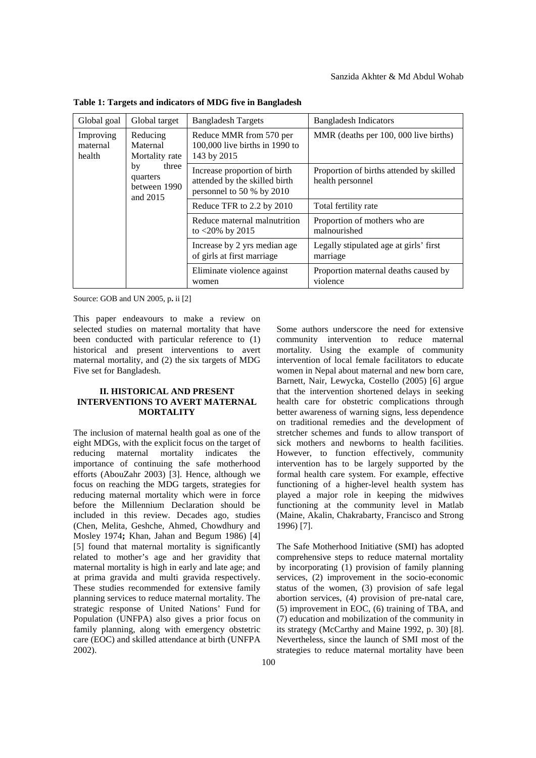**Table 1: Targets and indicators of MDG five in Bangladesh**

| Global goal | Global target | Bangladesh Targets | Bangladesh Indicators |
|---|---|---|---|
| Improving maternal health | Reducing Maternal Mortality rate by three quarters between 1990 and 2015 | Reduce MMR from 570 per 100,000 live births in 1990 to 143 by 2015 | MMR (deaths per 100, 000 live births) |
| | | Increase proportion of birth attended by the skilled birth personnel to 50 % by 2010 | Proportion of births attended by skilled health personnel |
| | | Reduce TFR to 2.2 by 2010 | Total fertility rate |
| | | Reduce maternal malnutrition to <20% by 2015 | Proportion of mothers who are malnourished |
| | | Increase by 2 yrs median age of girls at first marriage | Legally stipulated age at girls' first marriage |
| | | Eliminate violence against women | Proportion maternal deaths caused by violence |

Source: GOB and UN 2005, p**.** ii [2]

This paper endeavours to make a review on selected studies on maternal mortality that have been conducted with particular reference to (1) historical and present interventions to avert maternal mortality, and (2) the six targets of MDG Five set for Bangladesh.

## II. HISTORICAL AND PRESENT INTERVENTIONS TO AVERT MATERNAL MORTALITY

The inclusion of maternal health goal as one of the eight MDGs, with the explicit focus on the target of reducing maternal mortality indicates the importance of continuing the safe motherhood efforts (AbouZahr 2003) [3]. Hence, although we focus on reaching the MDG targets, strategies for reducing maternal mortality which were in force before the Millennium Declaration should be included in this review. Decades ago, studies (Chen, Melita, Geshche, Ahmed, Chowdhury and Mosley 1974**;** Khan, Jahan and Begum 1986) [4] [5] found that maternal mortality is significantly related to mother's age and her gravidity that maternal mortality is high in early and late age; and at prima gravida and multi gravida respectively. These studies recommended for extensive family planning services to reduce maternal mortality. The strategic response of United Nations' Fund for Population (UNFPA) also gives a prior focus on family planning, along with emergency obstetric care (EOC) and skilled attendance at birth (UNFPA 2002).

Some authors underscore the need for extensive community intervention to reduce maternal mortality. Using the example of community intervention of local female facilitators to educate women in Nepal about maternal and new born care, Barnett, Nair, Lewycka, Costello (2005) [6] argue that the intervention shortened delays in seeking health care for obstetric complications through better awareness of warning signs, less dependence on traditional remedies and the development of stretcher schemes and funds to allow transport of sick mothers and newborns to health facilities. However, to function effectively, community intervention has to be largely supported by the formal health care system. For example, effective functioning of a higher-level health system has played a major role in keeping the midwives functioning at the community level in Matlab (Maine, Akalin, Chakrabarty, Francisco and Strong 1996) [7].

The Safe Motherhood Initiative (SMI) has adopted comprehensive steps to reduce maternal mortality by incorporating (1) provision of family planning services, (2) improvement in the socio-economic status of the women, (3) provision of safe legal abortion services, (4) provision of pre-natal care, (5) improvement in EOC, (6) training of TBA, and (7) education and mobilization of the community in its strategy (McCarthy and Maine 1992, p. 30) [8]. Nevertheless, since the launch of SMI most of the strategies to reduce maternal mortality have been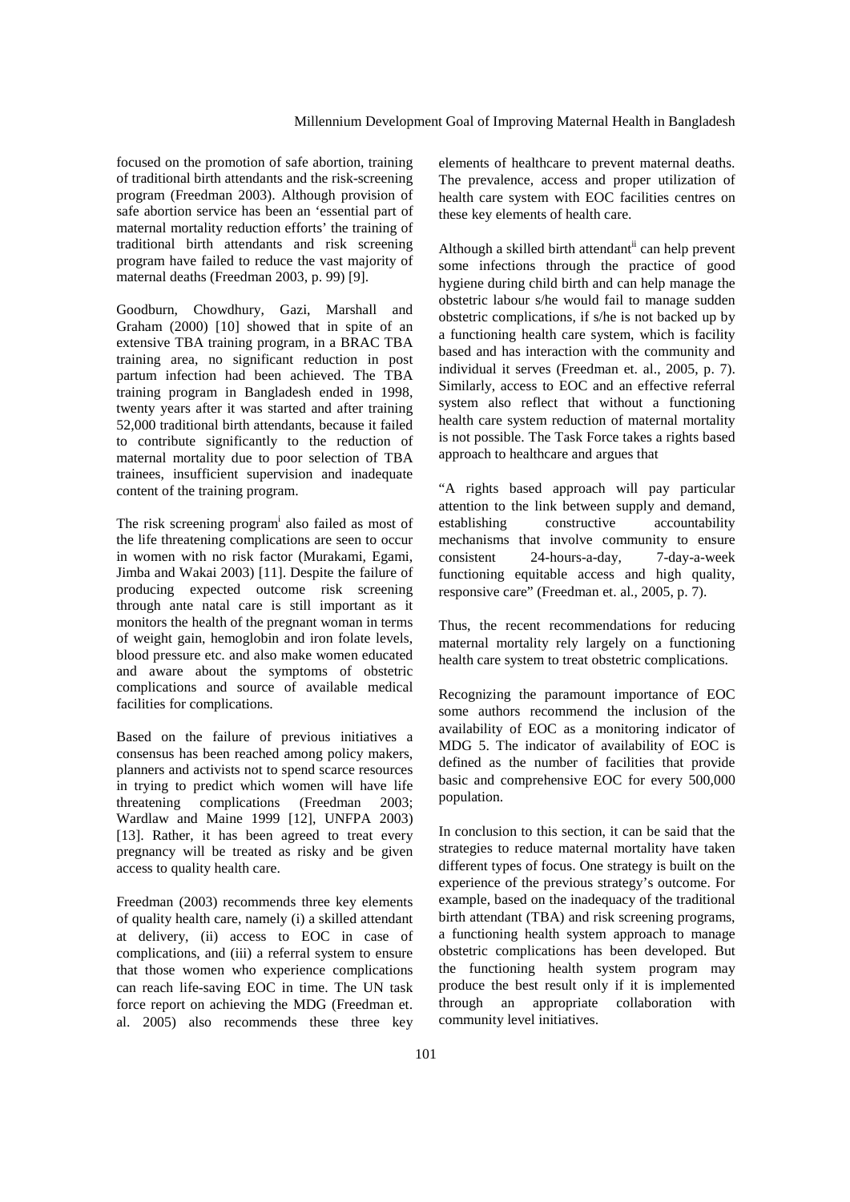focused on the promotion of safe abortion, training of traditional birth attendants and the risk-screening program (Freedman 2003). Although provision of safe abortion service has been an 'essential part of maternal mortality reduction efforts' the training of traditional birth attendants and risk screening program have failed to reduce the vast majority of maternal deaths (Freedman 2003, p. 99) [9].

Goodburn, Chowdhury, Gazi, Marshall and Graham (2000) [10] showed that in spite of an extensive TBA training program, in a BRAC TBA training area, no significant reduction in post partum infection had been achieved. The TBA training program in Bangladesh ended in 1998, twenty years after it was started and after training 52,000 traditional birth attendants, because it failed to contribute significantly to the reduction of maternal mortality due to poor selection of TBA trainees, insufficient supervision and inadequate content of the training program.

The risk screening program[i] also failed as most of the life threatening complications are seen to occur in women with no risk factor (Murakami, Egami, Jimba and Wakai 2003) [11]. Despite the failure of producing expected outcome risk screening through ante natal care is still important as it monitors the health of the pregnant woman in terms of weight gain, hemoglobin and iron folate levels, blood pressure etc. and also make women educated and aware about the symptoms of obstetric complications and source of available medical facilities for complications.

Based on the failure of previous initiatives a consensus has been reached among policy makers, planners and activists not to spend scarce resources in trying to predict which women will have life threatening complications (Freedman 2003; Wardlaw and Maine 1999 [12], UNFPA 2003) [13]. Rather, it has been agreed to treat every pregnancy will be treated as risky and be given access to quality health care.

Freedman (2003) recommends three key elements of quality health care, namely (i) a skilled attendant at delivery, (ii) access to EOC in case of complications, and (iii) a referral system to ensure that those women who experience complications can reach life-saving EOC in time. The UN task force report on achieving the MDG (Freedman et. al. 2005) also recommends these three key elements of healthcare to prevent maternal deaths. The prevalence, access and proper utilization of health care system with EOC facilities centres on these key elements of health care.

Although a skilled birth attendant[ii] can help prevent some infections through the practice of good hygiene during child birth and can help manage the obstetric labour s/he would fail to manage sudden obstetric complications, if s/he is not backed up by a functioning health care system, which is facility based and has interaction with the community and individual it serves (Freedman et. al., 2005, p. 7). Similarly, access to EOC and an effective referral system also reflect that without a functioning health care system reduction of maternal mortality is not possible. The Task Force takes a rights based approach to healthcare and argues that

"A rights based approach will pay particular attention to the link between supply and demand, establishing constructive accountability mechanisms that involve community to ensure consistent 24-hours-a-day, 7-day-a-week functioning equitable access and high quality, responsive care" (Freedman et. al., 2005, p. 7).

Thus, the recent recommendations for reducing maternal mortality rely largely on a functioning health care system to treat obstetric complications.

Recognizing the paramount importance of EOC some authors recommend the inclusion of the availability of EOC as a monitoring indicator of MDG 5. The indicator of availability of EOC is defined as the number of facilities that provide basic and comprehensive EOC for every 500,000 population.

In conclusion to this section, it can be said that the strategies to reduce maternal mortality have taken different types of focus. One strategy is built on the experience of the previous strategy's outcome. For example, based on the inadequacy of the traditional birth attendant (TBA) and risk screening programs, a functioning health system approach to manage obstetric complications has been developed. But the functioning health system program may produce the best result only if it is implemented through an appropriate collaboration with community level initiatives.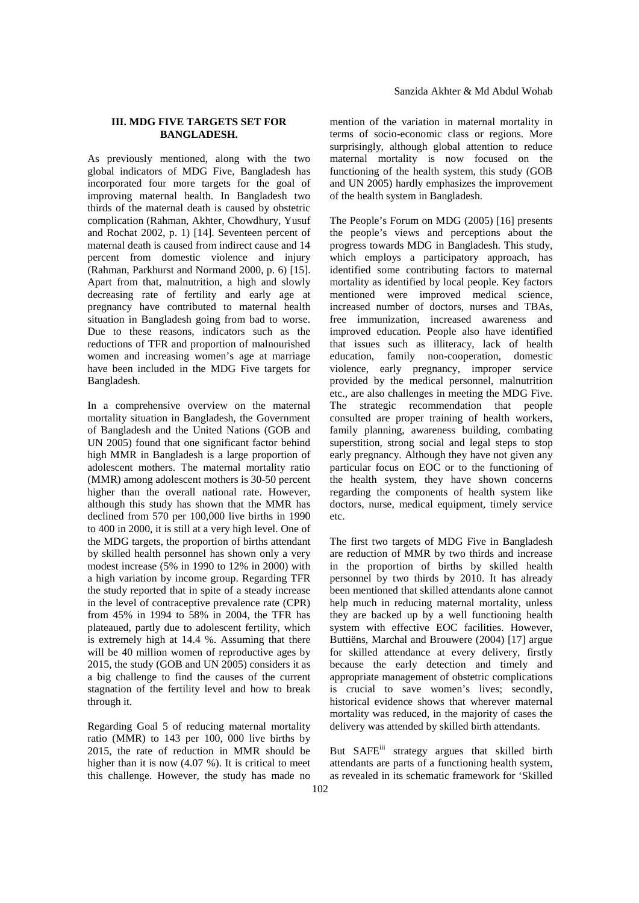### III. MDG FIVE TARGETS SET FOR BANGLADESH.

As previously mentioned, along with the two global indicators of MDG Five, Bangladesh has incorporated four more targets for the goal of improving maternal health. In Bangladesh two thirds of the maternal death is caused by obstetric complication (Rahman, Akhter, Chowdhury, Yusuf and Rochat 2002, p. 1) [14]. Seventeen percent of maternal death is caused from indirect cause and 14 percent from domestic violence and injury (Rahman, Parkhurst and Normand 2000, p. 6) [15]. Apart from that, malnutrition, a high and slowly decreasing rate of fertility and early age at pregnancy have contributed to maternal health situation in Bangladesh going from bad to worse. Due to these reasons, indicators such as the reductions of TFR and proportion of malnourished women and increasing women's age at marriage have been included in the MDG Five targets for Bangladesh.

In a comprehensive overview on the maternal mortality situation in Bangladesh, the Government of Bangladesh and the United Nations (GOB and UN 2005) found that one significant factor behind high MMR in Bangladesh is a large proportion of adolescent mothers. The maternal mortality ratio (MMR) among adolescent mothers is 30-50 percent higher than the overall national rate. However, although this study has shown that the MMR has declined from 570 per 100,000 live births in 1990 to 400 in 2000, it is still at a very high level. One of the MDG targets, the proportion of births attendant by skilled health personnel has shown only a very modest increase (5% in 1990 to 12% in 2000) with a high variation by income group. Regarding TFR the study reported that in spite of a steady increase in the level of contraceptive prevalence rate (CPR) from 45% in 1994 to 58% in 2004, the TFR has plateaued, partly due to adolescent fertility, which is extremely high at 14.4 %. Assuming that there will be 40 million women of reproductive ages by 2015, the study (GOB and UN 2005) considers it as a big challenge to find the causes of the current stagnation of the fertility level and how to break through it.

Regarding Goal 5 of reducing maternal mortality ratio (MMR) to 143 per 100, 000 live births by 2015, the rate of reduction in MMR should be higher than it is now (4.07 %). It is critical to meet this challenge. However, the study has made no mention of the variation in maternal mortality in terms of socio-economic class or regions. More surprisingly, although global attention to reduce maternal mortality is now focused on the functioning of the health system, this study (GOB and UN 2005) hardly emphasizes the improvement of the health system in Bangladesh.

The People's Forum on MDG (2005) [16] presents the people's views and perceptions about the progress towards MDG in Bangladesh. This study, which employs a participatory approach, has identified some contributing factors to maternal mortality as identified by local people. Key factors mentioned were improved medical science, increased number of doctors, nurses and TBAs, free immunization, increased awareness and improved education. People also have identified that issues such as illiteracy, lack of health education, family non-cooperation, domestic violence, early pregnancy, improper service provided by the medical personnel, malnutrition etc., are also challenges in meeting the MDG Five. The strategic recommendation that people consulted are proper training of health workers, family planning, awareness building, combating superstition, strong social and legal steps to stop early pregnancy. Although they have not given any particular focus on EOC or to the functioning of the health system, they have shown concerns regarding the components of health system like doctors, nurse, medical equipment, timely service etc.

The first two targets of MDG Five in Bangladesh are reduction of MMR by two thirds and increase in the proportion of births by skilled health personnel by two thirds by 2010. It has already been mentioned that skilled attendants alone cannot help much in reducing maternal mortality, unless they are backed up by a well functioning health system with effective EOC facilities. However, Buttiëns, Marchal and Brouwere (2004) [17] argue for skilled attendance at every delivery, firstly because the early detection and timely and appropriate management of obstetric complications is crucial to save women's lives; secondly, historical evidence shows that wherever maternal mortality was reduced, in the majority of cases the delivery was attended by skilled birth attendants.

But SAFE[iii] strategy argues that skilled birth attendants are parts of a functioning health system, as revealed in its schematic framework for 'Skilled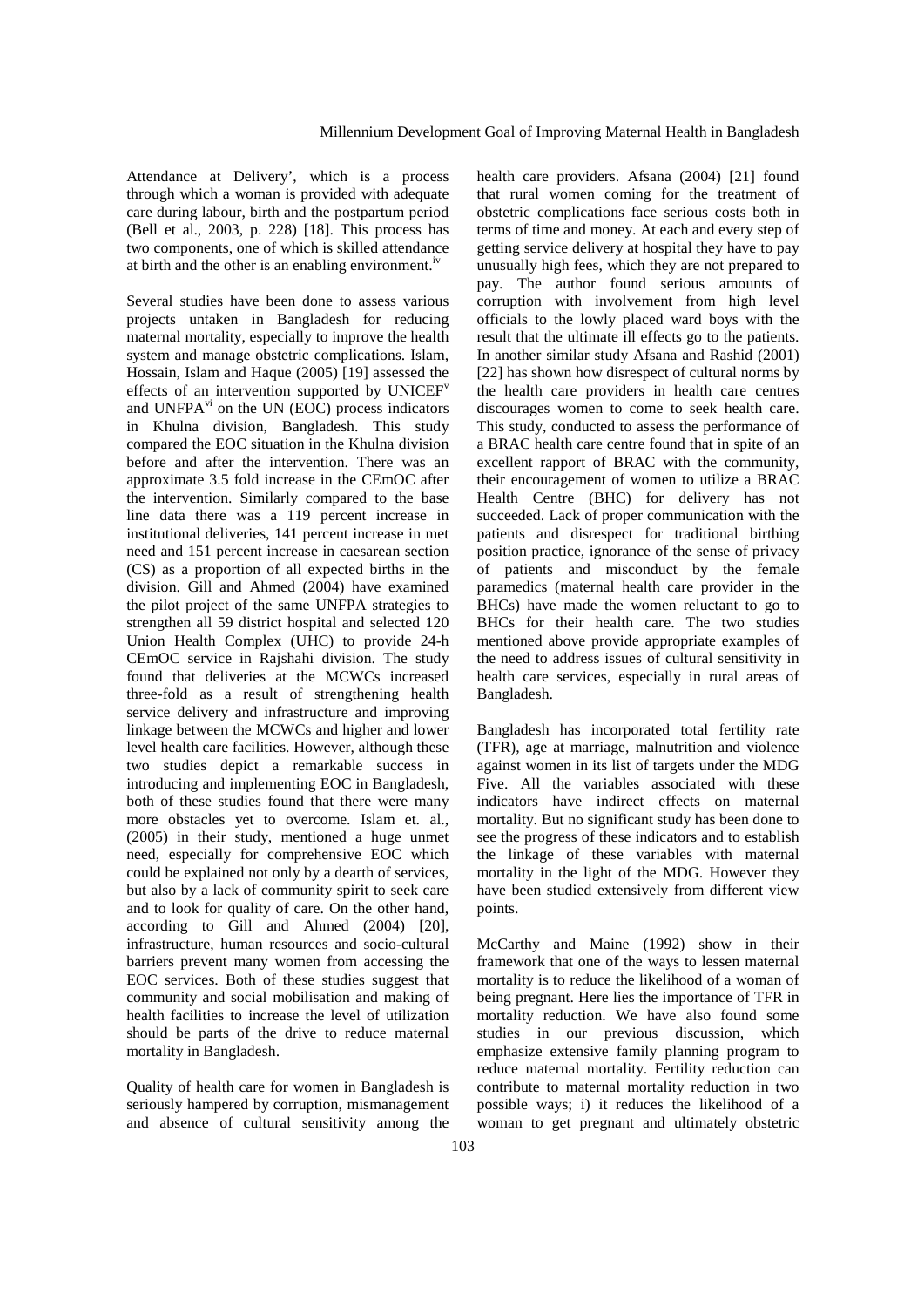Attendance at Delivery', which is a process through which a woman is provided with adequate care during labour, birth and the postpartum period (Bell et al., 2003, p. 228) [18]. This process has two components, one of which is skilled attendance at birth and the other is an enabling environment.[iv]

Several studies have been done to assess various projects untaken in Bangladesh for reducing maternal mortality, especially to improve the health system and manage obstetric complications. Islam, Hossain, Islam and Haque (2005) [19] assessed the effects of an intervention supported by UNICEF[v] and UNFPA[vi] on the UN (EOC) process indicators in Khulna division, Bangladesh. This study compared the EOC situation in the Khulna division before and after the intervention. There was an approximate 3.5 fold increase in the CEmOC after the intervention. Similarly compared to the base line data there was a 119 percent increase in institutional deliveries, 141 percent increase in met need and 151 percent increase in caesarean section (CS) as a proportion of all expected births in the division. Gill and Ahmed (2004) have examined the pilot project of the same UNFPA strategies to strengthen all 59 district hospital and selected 120 Union Health Complex (UHC) to provide 24-h CEmOC service in Rajshahi division. The study found that deliveries at the MCWCs increased three-fold as a result of strengthening health service delivery and infrastructure and improving linkage between the MCWCs and higher and lower level health care facilities. However, although these two studies depict a remarkable success in introducing and implementing EOC in Bangladesh, both of these studies found that there were many more obstacles yet to overcome. Islam et. al., (2005) in their study, mentioned a huge unmet need, especially for comprehensive EOC which could be explained not only by a dearth of services, but also by a lack of community spirit to seek care and to look for quality of care. On the other hand, according to Gill and Ahmed (2004) [20], infrastructure, human resources and socio-cultural barriers prevent many women from accessing the EOC services. Both of these studies suggest that community and social mobilisation and making of health facilities to increase the level of utilization should be parts of the drive to reduce maternal mortality in Bangladesh.

Quality of health care for women in Bangladesh is seriously hampered by corruption, mismanagement and absence of cultural sensitivity among the health care providers. Afsana (2004) [21] found that rural women coming for the treatment of obstetric complications face serious costs both in terms of time and money. At each and every step of getting service delivery at hospital they have to pay unusually high fees, which they are not prepared to pay. The author found serious amounts of corruption with involvement from high level officials to the lowly placed ward boys with the result that the ultimate ill effects go to the patients. In another similar study Afsana and Rashid (2001) [22] has shown how disrespect of cultural norms by the health care providers in health care centres discourages women to come to seek health care. This study, conducted to assess the performance of a BRAC health care centre found that in spite of an excellent rapport of BRAC with the community, their encouragement of women to utilize a BRAC Health Centre (BHC) for delivery has not succeeded. Lack of proper communication with the patients and disrespect for traditional birthing position practice, ignorance of the sense of privacy of patients and misconduct by the female paramedics (maternal health care provider in the BHCs) have made the women reluctant to go to BHCs for their health care. The two studies mentioned above provide appropriate examples of the need to address issues of cultural sensitivity in health care services, especially in rural areas of Bangladesh.

Bangladesh has incorporated total fertility rate (TFR), age at marriage, malnutrition and violence against women in its list of targets under the MDG Five. All the variables associated with these indicators have indirect effects on maternal mortality. But no significant study has been done to see the progress of these indicators and to establish the linkage of these variables with maternal mortality in the light of the MDG. However they have been studied extensively from different view points.

McCarthy and Maine (1992) show in their framework that one of the ways to lessen maternal mortality is to reduce the likelihood of a woman of being pregnant. Here lies the importance of TFR in mortality reduction. We have also found some studies in our previous discussion, which emphasize extensive family planning program to reduce maternal mortality. Fertility reduction can contribute to maternal mortality reduction in two possible ways; i) it reduces the likelihood of a woman to get pregnant and ultimately obstetric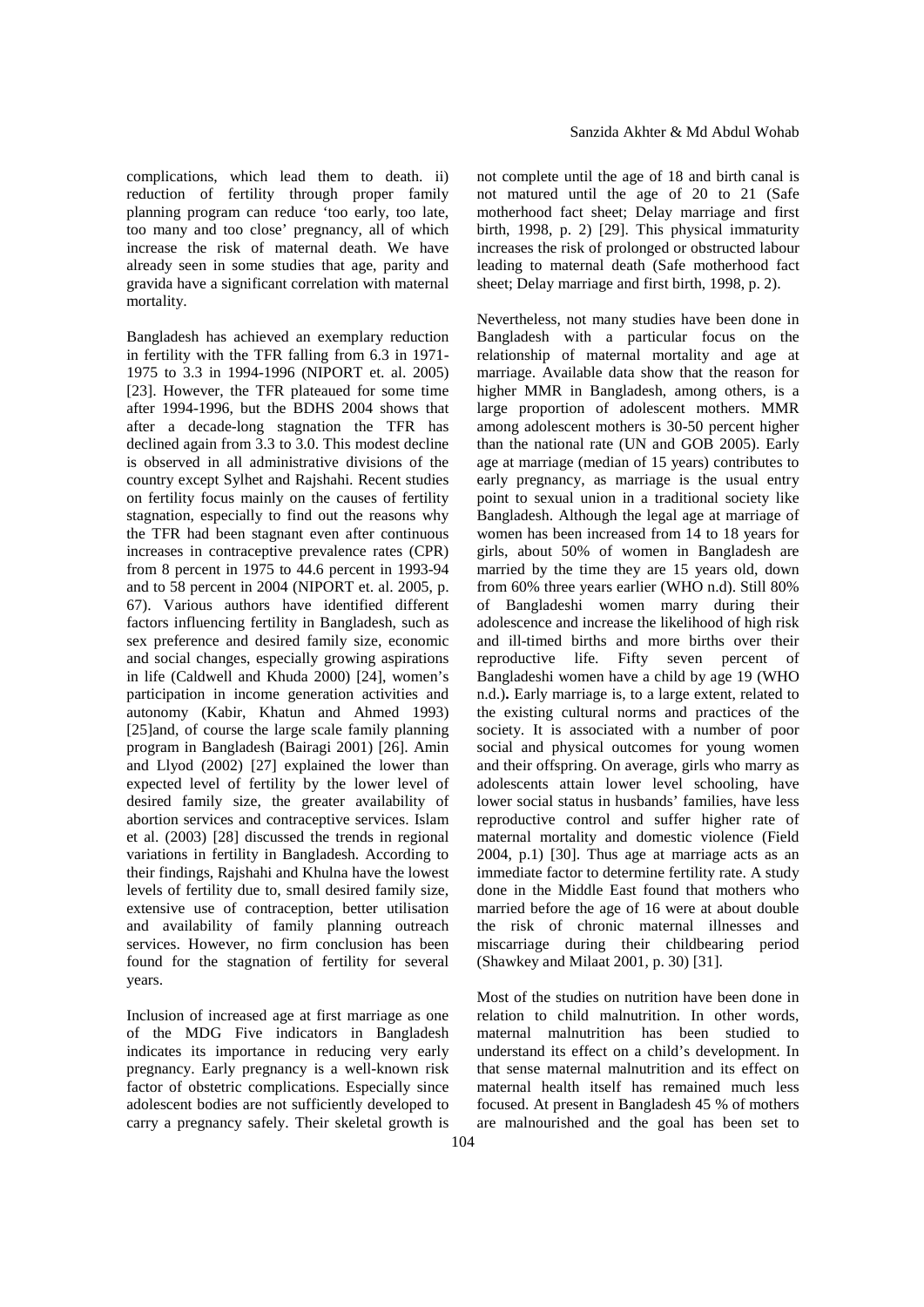complications, which lead them to death. ii) reduction of fertility through proper family planning program can reduce 'too early, too late, too many and too close' pregnancy, all of which increase the risk of maternal death. We have already seen in some studies that age, parity and gravida have a significant correlation with maternal mortality.

Bangladesh has achieved an exemplary reduction in fertility with the TFR falling from 6.3 in 1971-1975 to 3.3 in 1994-1996 (NIPORT et. al. 2005) [23]. However, the TFR plateaued for some time after 1994-1996, but the BDHS 2004 shows that after a decade-long stagnation the TFR has declined again from 3.3 to 3.0. This modest decline is observed in all administrative divisions of the country except Sylhet and Rajshahi. Recent studies on fertility focus mainly on the causes of fertility stagnation, especially to find out the reasons why the TFR had been stagnant even after continuous increases in contraceptive prevalence rates (CPR) from 8 percent in 1975 to 44.6 percent in 1993-94 and to 58 percent in 2004 (NIPORT et. al. 2005, p. 67). Various authors have identified different factors influencing fertility in Bangladesh, such as sex preference and desired family size, economic and social changes, especially growing aspirations in life (Caldwell and Khuda 2000) [24], women's participation in income generation activities and autonomy (Kabir, Khatun and Ahmed 1993) [25]and, of course the large scale family planning program in Bangladesh (Bairagi 2001) [26]. Amin and Llyod (2002) [27] explained the lower than expected level of fertility by the lower level of desired family size, the greater availability of abortion services and contraceptive services. Islam et al. (2003) [28] discussed the trends in regional variations in fertility in Bangladesh. According to their findings, Rajshahi and Khulna have the lowest levels of fertility due to, small desired family size, extensive use of contraception, better utilisation and availability of family planning outreach services. However, no firm conclusion has been found for the stagnation of fertility for several years.

Inclusion of increased age at first marriage as one of the MDG Five indicators in Bangladesh indicates its importance in reducing very early pregnancy. Early pregnancy is a well-known risk factor of obstetric complications. Especially since adolescent bodies are not sufficiently developed to carry a pregnancy safely. Their skeletal growth is not complete until the age of 18 and birth canal is not matured until the age of 20 to 21 (Safe motherhood fact sheet; Delay marriage and first birth, 1998, p. 2) [29]. This physical immaturity increases the risk of prolonged or obstructed labour leading to maternal death (Safe motherhood fact sheet; Delay marriage and first birth, 1998, p. 2).

Nevertheless, not many studies have been done in Bangladesh with a particular focus on the relationship of maternal mortality and age at marriage. Available data show that the reason for higher MMR in Bangladesh, among others, is a large proportion of adolescent mothers. MMR among adolescent mothers is 30-50 percent higher than the national rate (UN and GOB 2005). Early age at marriage (median of 15 years) contributes to early pregnancy, as marriage is the usual entry point to sexual union in a traditional society like Bangladesh. Although the legal age at marriage of women has been increased from 14 to 18 years for girls, about 50% of women in Bangladesh are married by the time they are 15 years old, down from 60% three years earlier (WHO n.d). Still 80% of Bangladeshi women marry during their adolescence and increase the likelihood of high risk and ill-timed births and more births over their reproductive life. Fifty seven percent of Bangladeshi women have a child by age 19 (WHO n.d.)**.** Early marriage is, to a large extent, related to the existing cultural norms and practices of the society. It is associated with a number of poor social and physical outcomes for young women and their offspring. On average, girls who marry as adolescents attain lower level schooling, have lower social status in husbands' families, have less reproductive control and suffer higher rate of maternal mortality and domestic violence (Field 2004, p.1) [30]. Thus age at marriage acts as an immediate factor to determine fertility rate. A study done in the Middle East found that mothers who married before the age of 16 were at about double the risk of chronic maternal illnesses and miscarriage during their childbearing period (Shawkey and Milaat 2001, p. 30) [31].

Most of the studies on nutrition have been done in relation to child malnutrition. In other words, maternal malnutrition has been studied to understand its effect on a child's development. In that sense maternal malnutrition and its effect on maternal health itself has remained much less focused. At present in Bangladesh 45 % of mothers are malnourished and the goal has been set to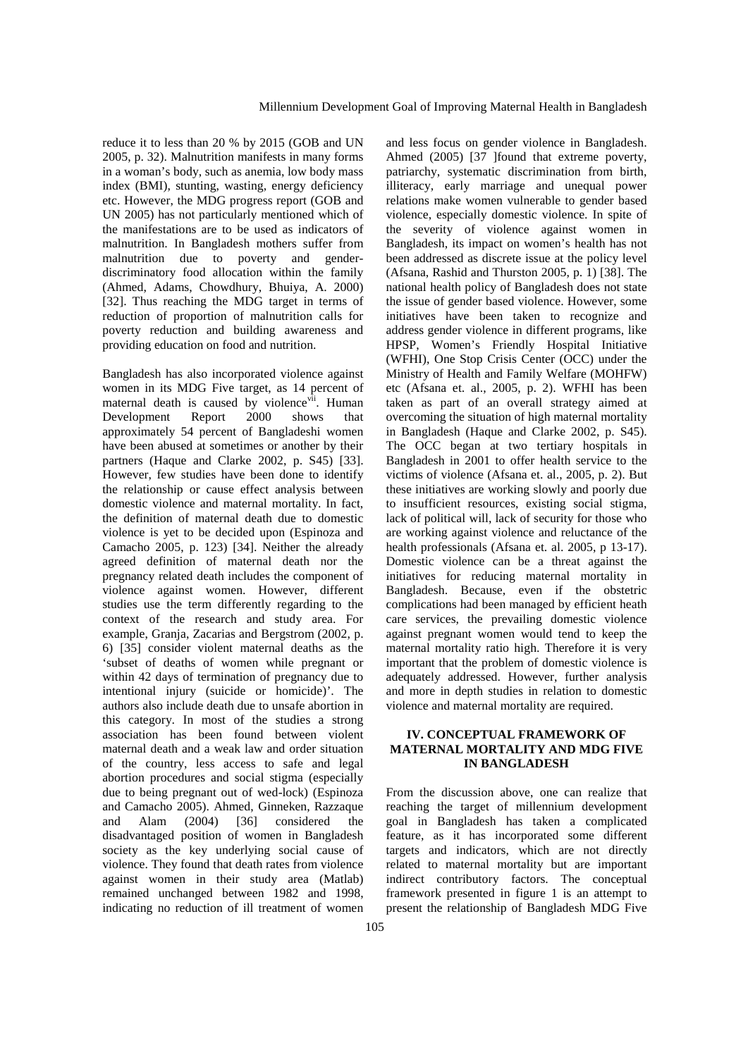reduce it to less than 20 % by 2015 (GOB and UN 2005, p. 32). Malnutrition manifests in many forms in a woman's body, such as anemia, low body mass index (BMI), stunting, wasting, energy deficiency etc. However, the MDG progress report (GOB and UN 2005) has not particularly mentioned which of the manifestations are to be used as indicators of malnutrition. In Bangladesh mothers suffer from malnutrition due to poverty and gender-discriminatory food allocation within the family (Ahmed, Adams, Chowdhury, Bhuiya, A. 2000) [32]. Thus reaching the MDG target in terms of reduction of proportion of malnutrition calls for poverty reduction and building awareness and providing education on food and nutrition.

Bangladesh has also incorporated violence against women in its MDG Five target, as 14 percent of maternal death is caused by violence[vii]. Human Development Report 2000 shows that approximately 54 percent of Bangladeshi women have been abused at sometimes or another by their partners (Haque and Clarke 2002, p. S45) [33]. However, few studies have been done to identify the relationship or cause effect analysis between domestic violence and maternal mortality. In fact, the definition of maternal death due to domestic violence is yet to be decided upon (Espinoza and Camacho 2005, p. 123) [34]. Neither the already agreed definition of maternal death nor the pregnancy related death includes the component of violence against women. However, different studies use the term differently regarding to the context of the research and study area. For example, Granja, Zacarias and Bergstrom (2002, p. 6) [35] consider violent maternal deaths as the 'subset of deaths of women while pregnant or within 42 days of termination of pregnancy due to intentional injury (suicide or homicide)'. The authors also include death due to unsafe abortion in this category. In most of the studies a strong association has been found between violent maternal death and a weak law and order situation of the country, less access to safe and legal abortion procedures and social stigma (especially due to being pregnant out of wed-lock) (Espinoza and Camacho 2005). Ahmed, Ginneken, Razzaque and Alam (2004) [36] considered the disadvantaged position of women in Bangladesh society as the key underlying social cause of violence. They found that death rates from violence against women in their study area (Matlab) remained unchanged between 1982 and 1998, indicating no reduction of ill treatment of women and less focus on gender violence in Bangladesh. Ahmed (2005) [37 ]found that extreme poverty, patriarchy, systematic discrimination from birth, illiteracy, early marriage and unequal power relations make women vulnerable to gender based violence, especially domestic violence. In spite of the severity of violence against women in Bangladesh, its impact on women's health has not been addressed as discrete issue at the policy level (Afsana, Rashid and Thurston 2005, p. 1) [38]. The national health policy of Bangladesh does not state the issue of gender based violence. However, some initiatives have been taken to recognize and address gender violence in different programs, like HPSP, Women's Friendly Hospital Initiative (WFHI), One Stop Crisis Center (OCC) under the Ministry of Health and Family Welfare (MOHFW) etc (Afsana et. al., 2005, p. 2). WFHI has been taken as part of an overall strategy aimed at overcoming the situation of high maternal mortality in Bangladesh (Haque and Clarke 2002, p. S45). The OCC began at two tertiary hospitals in Bangladesh in 2001 to offer health service to the victims of violence (Afsana et. al., 2005, p. 2). But these initiatives are working slowly and poorly due to insufficient resources, existing social stigma, lack of political will, lack of security for those who are working against violence and reluctance of the health professionals (Afsana et. al. 2005, p 13-17). Domestic violence can be a threat against the initiatives for reducing maternal mortality in Bangladesh. Because, even if the obstetric complications had been managed by efficient heath care services, the prevailing domestic violence against pregnant women would tend to keep the maternal mortality ratio high. Therefore it is very important that the problem of domestic violence is adequately addressed. However, further analysis and more in depth studies in relation to domestic violence and maternal mortality are required.

## IV. CONCEPTUAL FRAMEWORK OF MATERNAL MORTALITY AND MDG FIVE IN BANGLADESH

From the discussion above, one can realize that reaching the target of millennium development goal in Bangladesh has taken a complicated feature, as it has incorporated some different targets and indicators, which are not directly related to maternal mortality but are important indirect contributory factors. The conceptual framework presented in figure 1 is an attempt to present the relationship of Bangladesh MDG Five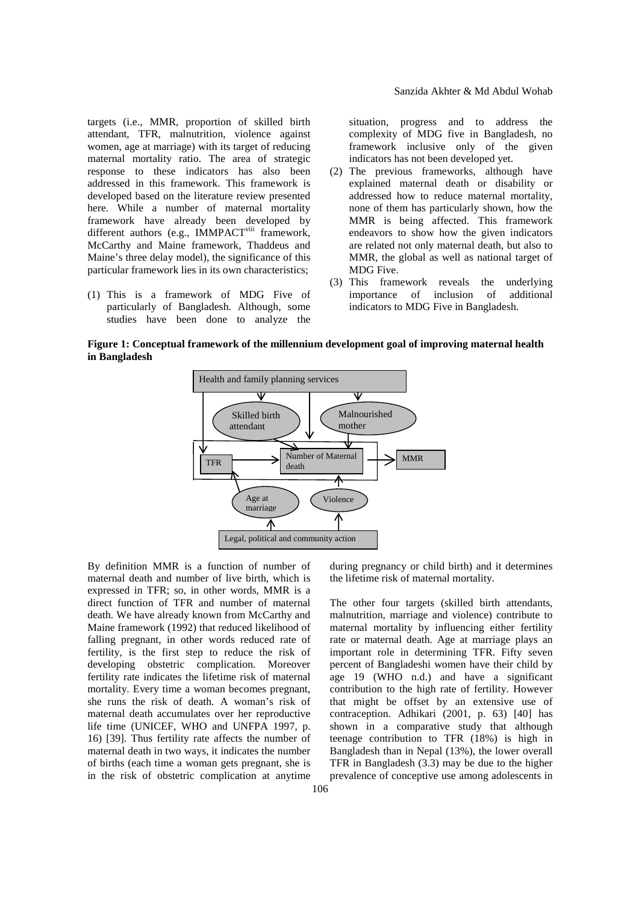targets (i.e., MMR, proportion of skilled birth attendant, TFR, malnutrition, violence against women, age at marriage) with its target of reducing maternal mortality ratio. The area of strategic response to these indicators has also been addressed in this framework. This framework is developed based on the literature review presented here. While a number of maternal mortality framework have already been developed by different authors (e.g., IMMPACT[viii] framework, McCarthy and Maine framework, Thaddeus and Maine's three delay model), the significance of this particular framework lies in its own characteristics;

(1) This is a framework of MDG Five of particularly of Bangladesh. Although, some studies have been done to analyze the situation, progress and to address the complexity of MDG five in Bangladesh, no framework inclusive only of the given indicators has not been developed yet.
(2) The previous frameworks, although have explained maternal death or disability or addressed how to reduce maternal mortality, none of them has particularly shown, how the MMR is being affected. This framework endeavors to show how the given indicators are related not only maternal death, but also to MMR, the global as well as national target of MDG Five.
(3) This framework reveals the underlying importance of inclusion of additional indicators to MDG Five in Bangladesh.

**Figure 1: Conceptual framework of the millennium development goal of improving maternal health in Bangladesh**

Health and family planning services
Skilled birth attendant
Malnourished mother
TFR
Number of Maternal death
MMR
Age at marriage
Violence
Legal, political and community action

By definition MMR is a function of number of maternal death and number of live birth, which is expressed in TFR; so, in other words, MMR is a direct function of TFR and number of maternal death. We have already known from McCarthy and Maine framework (1992) that reduced likelihood of falling pregnant, in other words reduced rate of fertility, is the first step to reduce the risk of developing obstetric complication. Moreover fertility rate indicates the lifetime risk of maternal mortality. Every time a woman becomes pregnant, she runs the risk of death. A woman's risk of maternal death accumulates over her reproductive life time (UNICEF, WHO and UNFPA 1997, p. 16) [39]. Thus fertility rate affects the number of maternal death in two ways, it indicates the number of births (each time a woman gets pregnant, she is in the risk of obstetric complication at anytime during pregnancy or child birth) and it determines the lifetime risk of maternal mortality.

The other four targets (skilled birth attendants, malnutrition, marriage and violence) contribute to maternal mortality by influencing either fertility rate or maternal death. Age at marriage plays an important role in determining TFR. Fifty seven percent of Bangladeshi women have their child by age 19 (WHO n.d.) and have a significant contribution to the high rate of fertility. However that might be offset by an extensive use of contraception. Adhikari (2001, p. 63) [40] has shown in a comparative study that although teenage contribution to TFR (18%) is high in Bangladesh than in Nepal (13%), the lower overall TFR in Bangladesh (3.3) may be due to the higher prevalence of conceptive use among adolescents in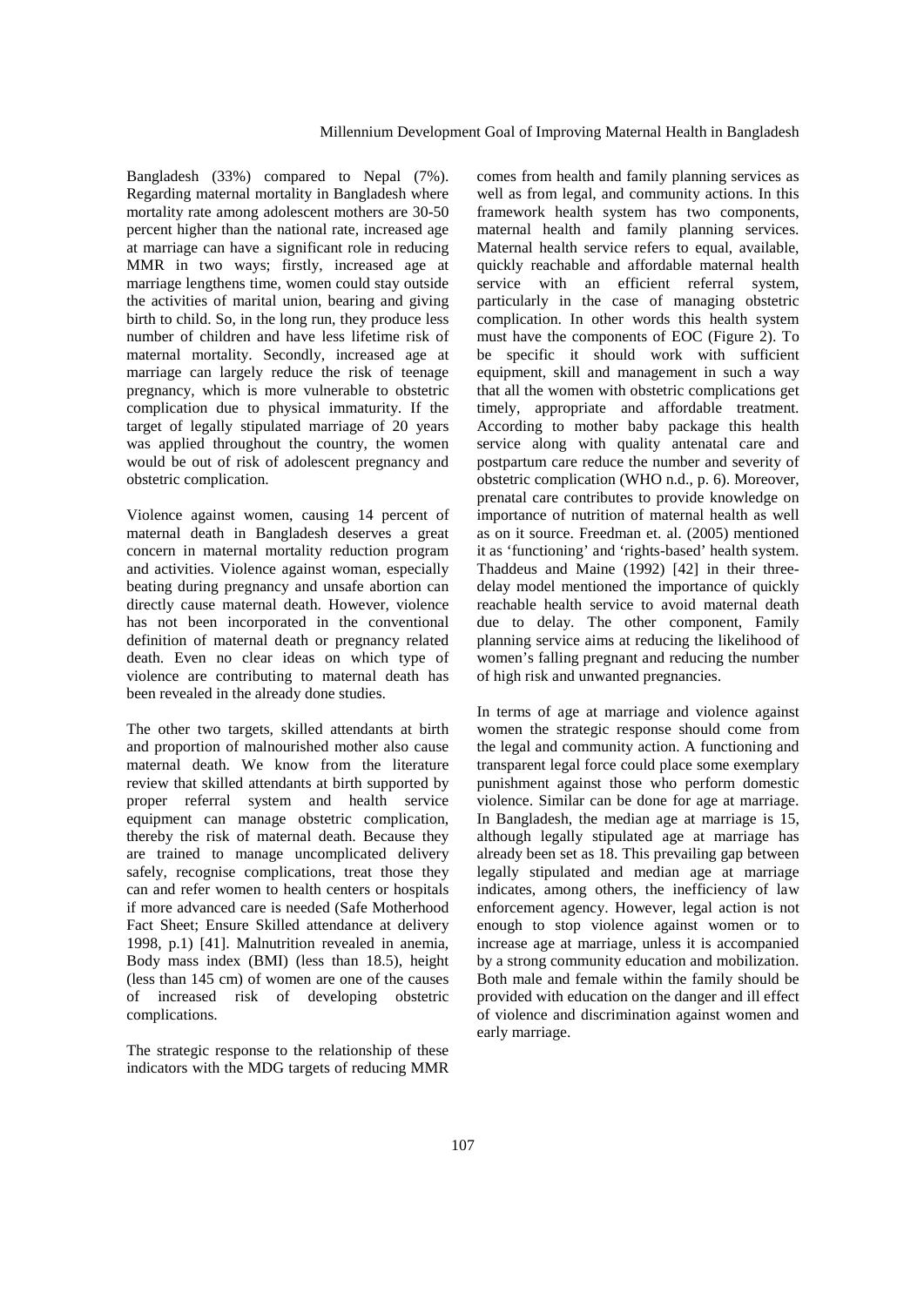Bangladesh (33%) compared to Nepal (7%). Regarding maternal mortality in Bangladesh where mortality rate among adolescent mothers are 30-50 percent higher than the national rate, increased age at marriage can have a significant role in reducing MMR in two ways; firstly, increased age at marriage lengthens time, women could stay outside the activities of marital union, bearing and giving birth to child. So, in the long run, they produce less number of children and have less lifetime risk of maternal mortality. Secondly, increased age at marriage can largely reduce the risk of teenage pregnancy, which is more vulnerable to obstetric complication due to physical immaturity. If the target of legally stipulated marriage of 20 years was applied throughout the country, the women would be out of risk of adolescent pregnancy and obstetric complication.

Violence against women, causing 14 percent of maternal death in Bangladesh deserves a great concern in maternal mortality reduction program and activities. Violence against woman, especially beating during pregnancy and unsafe abortion can directly cause maternal death. However, violence has not been incorporated in the conventional definition of maternal death or pregnancy related death. Even no clear ideas on which type of violence are contributing to maternal death has been revealed in the already done studies.

The other two targets, skilled attendants at birth and proportion of malnourished mother also cause maternal death. We know from the literature review that skilled attendants at birth supported by proper referral system and health service equipment can manage obstetric complication, thereby the risk of maternal death. Because they are trained to manage uncomplicated delivery safely, recognise complications, treat those they can and refer women to health centers or hospitals if more advanced care is needed (Safe Motherhood Fact Sheet; Ensure Skilled attendance at delivery 1998, p.1) [41]. Malnutrition revealed in anemia, Body mass index (BMI) (less than 18.5), height (less than 145 cm) of women are one of the causes of increased risk of developing obstetric complications.

The strategic response to the relationship of these indicators with the MDG targets of reducing MMR comes from health and family planning services as well as from legal, and community actions. In this framework health system has two components, maternal health and family planning services. Maternal health service refers to equal, available, quickly reachable and affordable maternal health service with an efficient referral system, particularly in the case of managing obstetric complication. In other words this health system must have the components of EOC (Figure 2). To be specific it should work with sufficient equipment, skill and management in such a way that all the women with obstetric complications get timely, appropriate and affordable treatment. According to mother baby package this health service along with quality antenatal care and postpartum care reduce the number and severity of obstetric complication (WHO n.d., p. 6). Moreover, prenatal care contributes to provide knowledge on importance of nutrition of maternal health as well as on it source. Freedman et. al. (2005) mentioned it as 'functioning' and 'rights-based' health system. Thaddeus and Maine (1992) [42] in their three-delay model mentioned the importance of quickly reachable health service to avoid maternal death due to delay. The other component, Family planning service aims at reducing the likelihood of women's falling pregnant and reducing the number of high risk and unwanted pregnancies.

In terms of age at marriage and violence against women the strategic response should come from the legal and community action. A functioning and transparent legal force could place some exemplary punishment against those who perform domestic violence. Similar can be done for age at marriage. In Bangladesh, the median age at marriage is 15, although legally stipulated age at marriage has already been set as 18. This prevailing gap between legally stipulated and median age at marriage indicates, among others, the inefficiency of law enforcement agency. However, legal action is not enough to stop violence against women or to increase age at marriage, unless it is accompanied by a strong community education and mobilization. Both male and female within the family should be provided with education on the danger and ill effect of violence and discrimination against women and early marriage.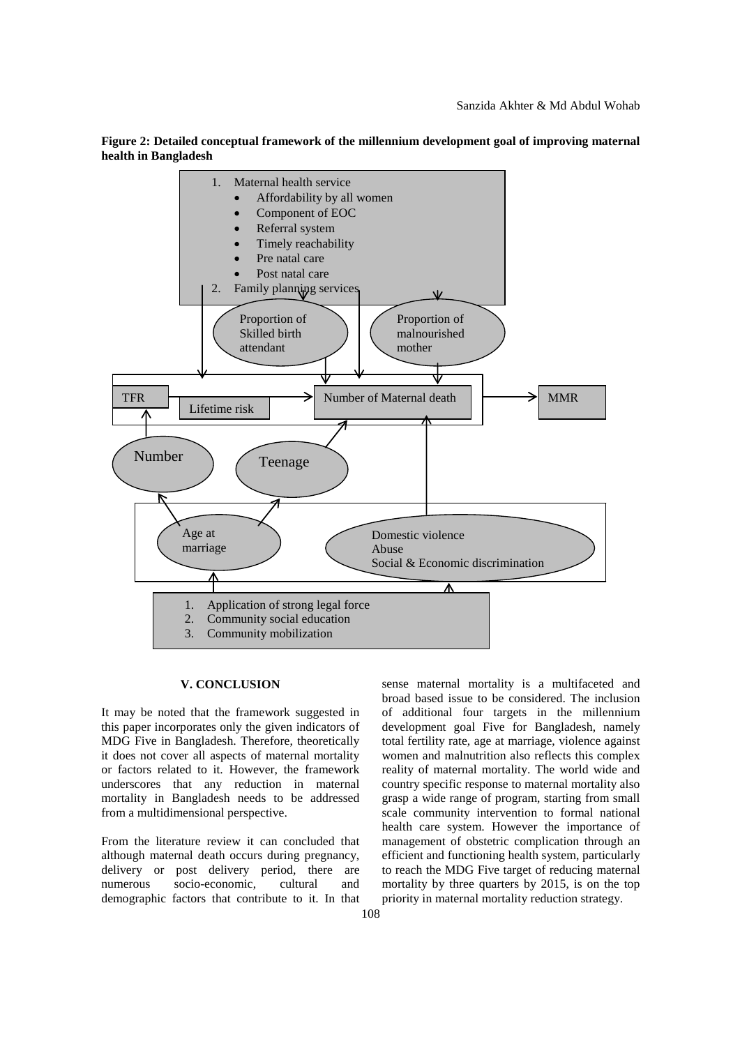**Figure 2: Detailed conceptual framework of the millennium development goal of improving maternal health in Bangladesh**

1. Maternal health service
   - Affordability by all women
   - Component of EOC
   - Referral system
   - Timely reachability
   - Pre natal care
   - Post natal care
2. Family planning services

Proportion of Skilled birth attendant

Proportion of malnourished mother

TFR

Lifetime risk

Number of Maternal death

MMR

Number

Teenage

Age at marriage

Domestic violence
Abuse
Social & Economic discrimination

1. Application of strong legal force
2. Community social education
3. Community mobilization

## V. CONCLUSION

It may be noted that the framework suggested in this paper incorporates only the given indicators of MDG Five in Bangladesh. Therefore, theoretically it does not cover all aspects of maternal mortality or factors related to it. However, the framework underscores that any reduction in maternal mortality in Bangladesh needs to be addressed from a multidimensional perspective.

From the literature review it can concluded that although maternal death occurs during pregnancy, delivery or post delivery period, there are numerous socio-economic, cultural and demographic factors that contribute to it. In that sense maternal mortality is a multifaceted and broad based issue to be considered. The inclusion of additional four targets in the millennium development goal Five for Bangladesh, namely total fertility rate, age at marriage, violence against women and malnutrition also reflects this complex reality of maternal mortality. The world wide and country specific response to maternal mortality also grasp a wide range of program, starting from small scale community intervention to formal national health care system. However the importance of management of obstetric complication through an efficient and functioning health system, particularly to reach the MDG Five target of reducing maternal mortality by three quarters by 2015, is on the top priority in maternal mortality reduction strategy.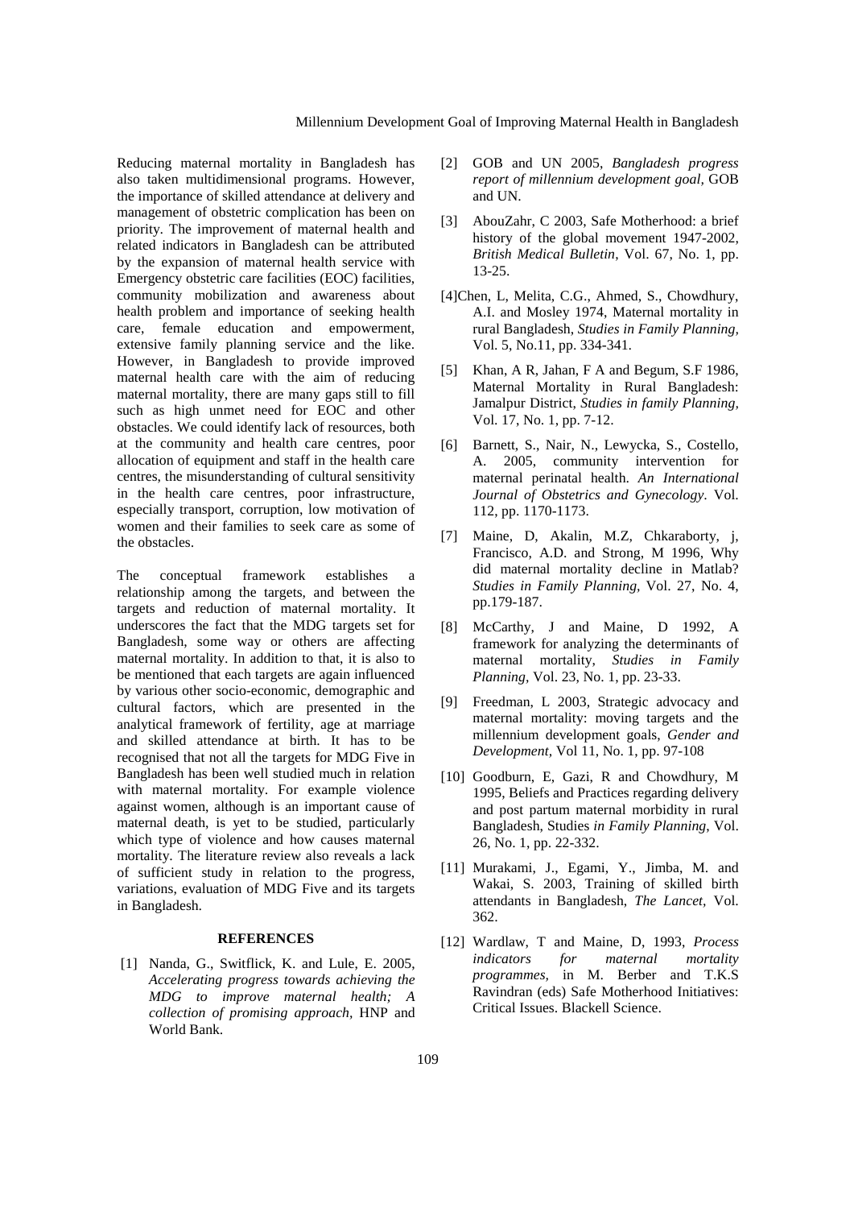Reducing maternal mortality in Bangladesh has also taken multidimensional programs. However, the importance of skilled attendance at delivery and management of obstetric complication has been on priority. The improvement of maternal health and related indicators in Bangladesh can be attributed by the expansion of maternal health service with Emergency obstetric care facilities (EOC) facilities, community mobilization and awareness about health problem and importance of seeking health care, female education and empowerment, extensive family planning service and the like. However, in Bangladesh to provide improved maternal health care with the aim of reducing maternal mortality, there are many gaps still to fill such as high unmet need for EOC and other obstacles. We could identify lack of resources, both at the community and health care centres, poor allocation of equipment and staff in the health care centres, the misunderstanding of cultural sensitivity in the health care centres, poor infrastructure, especially transport, corruption, low motivation of women and their families to seek care as some of the obstacles.

The conceptual framework establishes a relationship among the targets, and between the targets and reduction of maternal mortality. It underscores the fact that the MDG targets set for Bangladesh, some way or others are affecting maternal mortality. In addition to that, it is also to be mentioned that each targets are again influenced by various other socio-economic, demographic and cultural factors, which are presented in the analytical framework of fertility, age at marriage and skilled attendance at birth. It has to be recognised that not all the targets for MDG Five in Bangladesh has been well studied much in relation with maternal mortality. For example violence against women, although is an important cause of maternal death, is yet to be studied, particularly which type of violence and how causes maternal mortality. The literature review also reveals a lack of sufficient study in relation to the progress, variations, evaluation of MDG Five and its targets in Bangladesh.

## REFERENCES

[1] Nanda, G., Switflick, K. and Lule, E. 2005, *Accelerating progress towards achieving the MDG to improve maternal health; A collection of promising approach*, HNP and World Bank.

[2] GOB and UN 2005, *Bangladesh progress report of millennium development goal*, GOB and UN.

[3] AbouZahr, C 2003, Safe Motherhood: a brief history of the global movement 1947-2002, *British Medical Bulletin*, Vol. 67, No. 1, pp. 13-25.

[4]Chen, L, Melita, C.G., Ahmed, S., Chowdhury, A.I. and Mosley 1974, Maternal mortality in rural Bangladesh, *Studies in Family Planning*, Vol. 5, No.11, pp. 334-341.

[5] Khan, A R, Jahan, F A and Begum, S.F 1986, Maternal Mortality in Rural Bangladesh: Jamalpur District, *Studies in family Planning*, Vol. 17, No. 1, pp. 7-12.

[6] Barnett, S., Nair, N., Lewycka, S., Costello, A. 2005, community intervention for maternal perinatal health. *An International Journal of Obstetrics and Gynecology*. Vol. 112, pp. 1170-1173.

[7] Maine, D, Akalin, M.Z, Chkaraborty, j, Francisco, A.D. and Strong, M 1996, Why did maternal mortality decline in Matlab? *Studies in Family Planning*, Vol. 27, No. 4, pp.179-187.

[8] McCarthy, J and Maine, D 1992, A framework for analyzing the determinants of maternal mortality, *Studies in Family Planning*, Vol. 23, No. 1, pp. 23-33.

[9] Freedman, L 2003, Strategic advocacy and maternal mortality: moving targets and the millennium development goals, *Gender and Development*, Vol 11, No. 1, pp. 97-108

[10] Goodburn, E, Gazi, R and Chowdhury, M 1995, Beliefs and Practices regarding delivery and post partum maternal morbidity in rural Bangladesh, Studies *in Family Planning*, Vol. 26, No. 1, pp. 22-332.

[11] Murakami, J., Egami, Y., Jimba, M. and Wakai, S. 2003, Training of skilled birth attendants in Bangladesh, *The Lancet*, Vol. 362.

[12] Wardlaw, T and Maine, D, 1993, *Process indicators for maternal mortality programmes*, in M. Berber and T.K.S Ravindran (eds) Safe Motherhood Initiatives: Critical Issues. Blackell Science.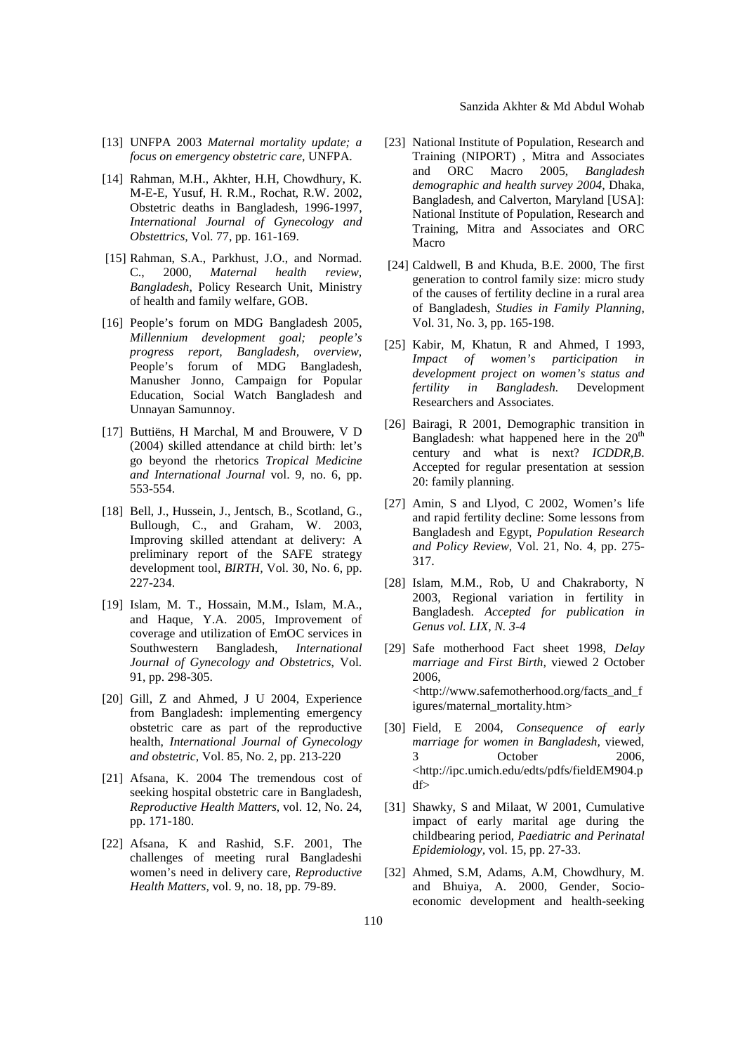[13] UNFPA 2003 *Maternal mortality update; a focus on emergency obstetric care*, UNFPA.

[14] Rahman, M.H., Akhter, H.H, Chowdhury, K. M-E-E, Yusuf, H. R.M., Rochat, R.W. 2002, Obstetric deaths in Bangladesh, 1996-1997, *International Journal of Gynecology and Obstettrics*, Vol. 77, pp. 161-169.

[15] Rahman, S.A., Parkhust, J.O., and Normad. C., 2000, *Maternal health review, Bangladesh*, Policy Research Unit, Ministry of health and family welfare, GOB.

[16] People's forum on MDG Bangladesh 2005, *Millennium development goal; people's progress report, Bangladesh, overview*, People's forum of MDG Bangladesh, Manusher Jonno, Campaign for Popular Education, Social Watch Bangladesh and Unnayan Samunnoy.

[17] Buttiëns, H Marchal, M and Brouwere, V D (2004) skilled attendance at child birth: let's go beyond the rhetorics *Tropical Medicine and International Journal* vol. 9, no. 6, pp. 553-554.

[18] Bell, J., Hussein, J., Jentsch, B., Scotland, G., Bullough, C., and Graham, W. 2003, Improving skilled attendant at delivery: A preliminary report of the SAFE strategy development tool, *BIRTH*, Vol. 30, No. 6, pp. 227-234.

[19] Islam, M. T., Hossain, M.M., Islam, M.A., and Haque, Y.A. 2005, Improvement of coverage and utilization of EmOC services in Southwestern Bangladesh, *International Journal of Gynecology and Obstetrics*, Vol. 91, pp. 298-305.

[20] Gill, Z and Ahmed, J U 2004, Experience from Bangladesh: implementing emergency obstetric care as part of the reproductive health, *International Journal of Gynecology and obstetric*, Vol. 85, No. 2, pp. 213-220

[21] Afsana, K. 2004 The tremendous cost of seeking hospital obstetric care in Bangladesh, *Reproductive Health Matters*, vol. 12, No. 24, pp. 171-180.

[22] Afsana, K and Rashid, S.F. 2001, The challenges of meeting rural Bangladeshi women's need in delivery care, *Reproductive Health Matters*, vol. 9, no. 18, pp. 79-89.

[23] National Institute of Population, Research and Training (NIPORT) , Mitra and Associates and ORC Macro 2005, *Bangladesh demographic and health survey 2004*, Dhaka, Bangladesh, and Calverton, Maryland [USA]: National Institute of Population, Research and Training, Mitra and Associates and ORC Macro

[24] Caldwell, B and Khuda, B.E. 2000, The first generation to control family size: micro study of the causes of fertility decline in a rural area of Bangladesh, *Studies in Family Planning*, Vol. 31, No. 3, pp. 165-198.

[25] Kabir, M, Khatun, R and Ahmed, I 1993, *Impact of women's participation in development project on women's status and fertility in Bangladesh.* Development Researchers and Associates.

[26] Bairagi, R 2001, Demographic transition in Bangladesh: what happened here in the 20[th] century and what is next? *ICDDR,B.* Accepted for regular presentation at session 20: family planning.

[27] Amin, S and Llyod, C 2002, Women's life and rapid fertility decline: Some lessons from Bangladesh and Egypt, *Population Research and Policy Review*, Vol. 21, No. 4, pp. 275-317.

[28] Islam, M.M., Rob, U and Chakraborty, N 2003, Regional variation in fertility in Bangladesh. *Accepted for publication in Genus vol. LIX, N. 3-4*

[29] Safe motherhood Fact sheet 1998, *Delay marriage and First Birth*, viewed 2 October 2006, <http://www.safemotherhood.org/facts_and_figures/maternal_mortality.htm>

[30] Field, E 2004, *Consequence of early marriage for women in Bangladesh*, viewed, 3 October 2006, <http://ipc.umich.edu/edts/pdfs/fieldEM904.pdf>

[31] Shawky, S and Milaat, W 2001, Cumulative impact of early marital age during the childbearing period, *Paediatric and Perinatal Epidemiology*, vol. 15, pp. 27-33.

[32] Ahmed, S.M, Adams, A.M, Chowdhury, M. and Bhuiya, A. 2000, Gender, Socio-economic development and health-seeking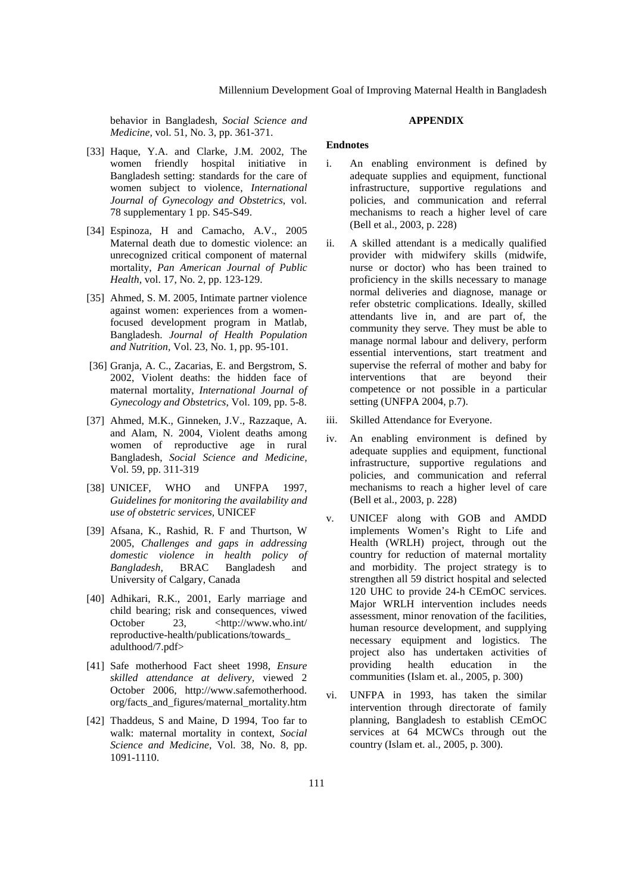behavior in Bangladesh, *Social Science and Medicine,* vol. 51, No. 3, pp. 361-371.

[33] Haque, Y.A. and Clarke, J.M. 2002, The women friendly hospital initiative in Bangladesh setting: standards for the care of women subject to violence, *International Journal of Gynecology and Obstetrics*, vol. 78 supplementary 1 pp. S45-S49.

[34] Espinoza, H and Camacho, A.V., 2005 Maternal death due to domestic violence: an unrecognized critical component of maternal mortality, *Pan American Journal of Public Health*, vol. 17, No. 2, pp. 123-129.

[35] Ahmed, S. M. 2005, Intimate partner violence against women: experiences from a women-focused development program in Matlab, Bangladesh. *Journal of Health Population and Nutrition*, Vol. 23, No. 1, pp. 95-101.

[36] Granja, A. C., Zacarias, E. and Bergstrom, S. 2002, Violent deaths: the hidden face of maternal mortality, *International Journal of Gynecology and Obstetrics*, Vol. 109, pp. 5-8.

[37] Ahmed, M.K., Ginneken, J.V., Razzaque, A. and Alam, N. 2004, Violent deaths among women of reproductive age in rural Bangladesh, *Social Science and Medicine*, Vol. 59, pp. 311-319

[38] UNICEF, WHO and UNFPA 1997, *Guidelines for monitoring the availability and use of obstetric services*, UNICEF

[39] Afsana, K., Rashid, R. F and Thurtson, W 2005, *Challenges and gaps in addressing domestic violence in health policy of Bangladesh*, BRAC Bangladesh and University of Calgary, Canada

[40] Adhikari, R.K., 2001, Early marriage and child bearing; risk and consequences, viwed October 23, <http://www.who.int/reproductive-health/publications/towards_adulthood/7.pdf>

[41] Safe motherhood Fact sheet 1998, *Ensure skilled attendance at delivery,* viewed 2 October 2006, http://www.safemotherhood.org/facts_and_figures/maternal_mortality.htm

[42] Thaddeus, S and Maine, D 1994, Too far to walk: maternal mortality in context, *Social Science and Medicine*, Vol. 38, No. 8, pp. 1091-1110.

## APPENDIX

### Endnotes

i. An enabling environment is defined by adequate supplies and equipment, functional infrastructure, supportive regulations and policies, and communication and referral mechanisms to reach a higher level of care (Bell et al., 2003, p. 228)

ii. A skilled attendant is a medically qualified provider with midwifery skills (midwife, nurse or doctor) who has been trained to proficiency in the skills necessary to manage normal deliveries and diagnose, manage or refer obstetric complications. Ideally, skilled attendants live in, and are part of, the community they serve. They must be able to manage normal labour and delivery, perform essential interventions, start treatment and supervise the referral of mother and baby for interventions that are beyond their competence or not possible in a particular setting (UNFPA 2004, p.7).

iii. Skilled Attendance for Everyone.

iv. An enabling environment is defined by adequate supplies and equipment, functional infrastructure, supportive regulations and policies, and communication and referral mechanisms to reach a higher level of care (Bell et al., 2003, p. 228)

v. UNICEF along with GOB and AMDD implements Women's Right to Life and Health (WRLH) project, through out the country for reduction of maternal mortality and morbidity. The project strategy is to strengthen all 59 district hospital and selected 120 UHC to provide 24-h CEmOC services. Major WRLH intervention includes needs assessment, minor renovation of the facilities, human resource development, and supplying necessary equipment and logistics. The project also has undertaken activities of providing health education in the communities (Islam et. al., 2005, p. 300)

vi. UNFPA in 1993, has taken the similar intervention through directorate of family planning, Bangladesh to establish CEmOC services at 64 MCWCs through out the country (Islam et. al., 2005, p. 300).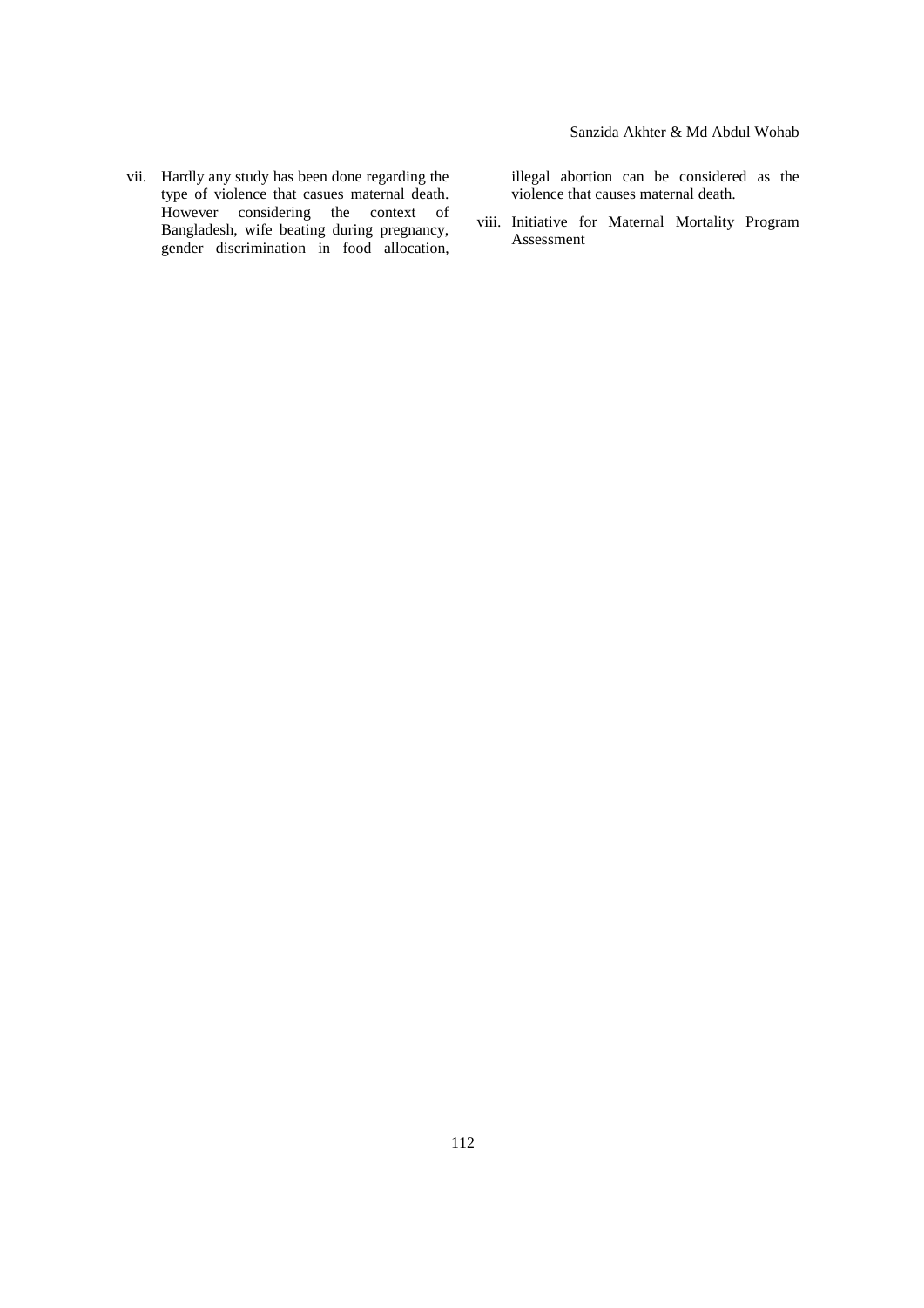vii. Hardly any study has been done regarding the type of violence that casues maternal death. However considering the context of Bangladesh, wife beating during pregnancy, gender discrimination in food allocation, illegal abortion can be considered as the violence that causes maternal death.

viii. Initiative for Maternal Mortality Program Assessment